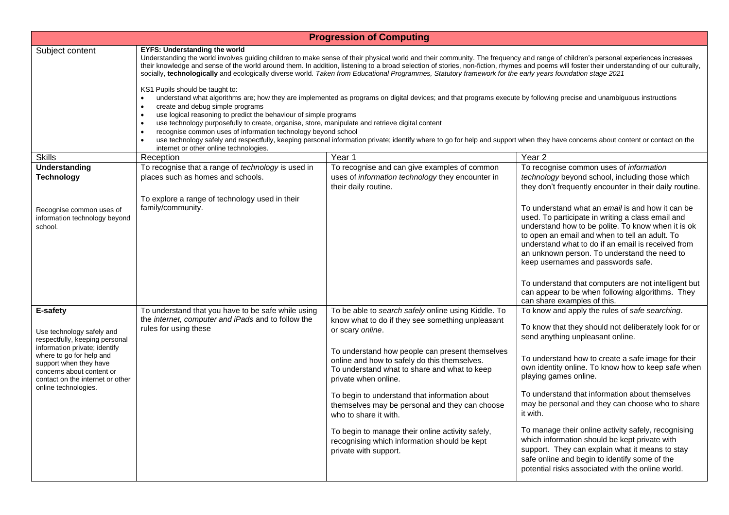# Progression of Computing

| Subject content | | | |
|---|---|---|---|
| Subject content | **EYFS: Understanding the world**<br>Understanding the world involves guiding children to make sense of their physical world and their community. The frequency and range of children's personal experiences increases their knowledge and sense of the world around them. In addition, listening to a broad selection of stories, non-fiction, rhymes and poems will foster their understanding of our culturally, socially, **technologically** and ecologically diverse world. *Taken from Educational Programmes, Statutory framework for the early years foundation stage 2021*<br><br>KS1 Pupils should be taught to:<br>• understand what algorithms are; how they are implemented as programs on digital devices; and that programs execute by following precise and unambiguous instructions<br>• create and debug simple programs<br>• use logical reasoning to predict the behaviour of simple programs<br>• use technology purposefully to create, organise, store, manipulate and retrieve digital content<br>• recognise common uses of information technology beyond school<br>• use technology safely and respectfully, keeping personal information private; identify where to go for help and support when they have concerns about content or contact on the internet or other online technologies. | | |
| Skills | Reception | Year 1 | Year 2 |
| **Understanding Technology**<br><br>Recognise common uses of information technology beyond school. | To recognise that a range of *technology* is used in places such as homes and schools.<br><br>To explore a range of technology used in their family/community. | To recognise and can give examples of common uses of *information technology* they encounter in their daily routine. | To recognise common uses of *information technology* beyond school, including those which they don't frequently encounter in their daily routine.<br><br>To understand what an *email* is and how it can be used. To participate in writing a class email and understand how to be polite. To know when it is ok to open an email and when to tell an adult. To understand what to do if an email is received from an unknown person. To understand the need to keep usernames and passwords safe.<br><br>To understand that computers are not intelligent but can appear to be when following algorithms. They can share examples of this. |
| **E-safety**<br><br>Use technology safely and respectfully, keeping personal information private; identify where to go for help and support when they have concerns about content or contact on the internet or other online technologies. | To understand that you have to be safe while using the *internet, computer and iPads* and to follow the rules for using these | To be able to *search safely* online using Kiddle. To know what to do if they see something unpleasant or scary *online*.<br><br>To understand how people can present themselves online and how to safely do this themselves. To understand what to share and what to keep private when online.<br><br>To begin to understand that information about themselves may be personal and they can choose who to share it with.<br><br>To begin to manage their online activity safely, recognising which information should be kept private with support. | To know and apply the rules of *safe searching*.<br><br>To know that they should not deliberately look for or send anything unpleasant online.<br><br>To understand how to create a safe image for their own identity online. To know how to keep safe when playing games online.<br><br>To understand that information about themselves may be personal and they can choose who to share it with.<br><br>To manage their online activity safely, recognising which information should be kept private with support. They can explain what it means to stay safe online and begin to identify some of the potential risks associated with the online world. |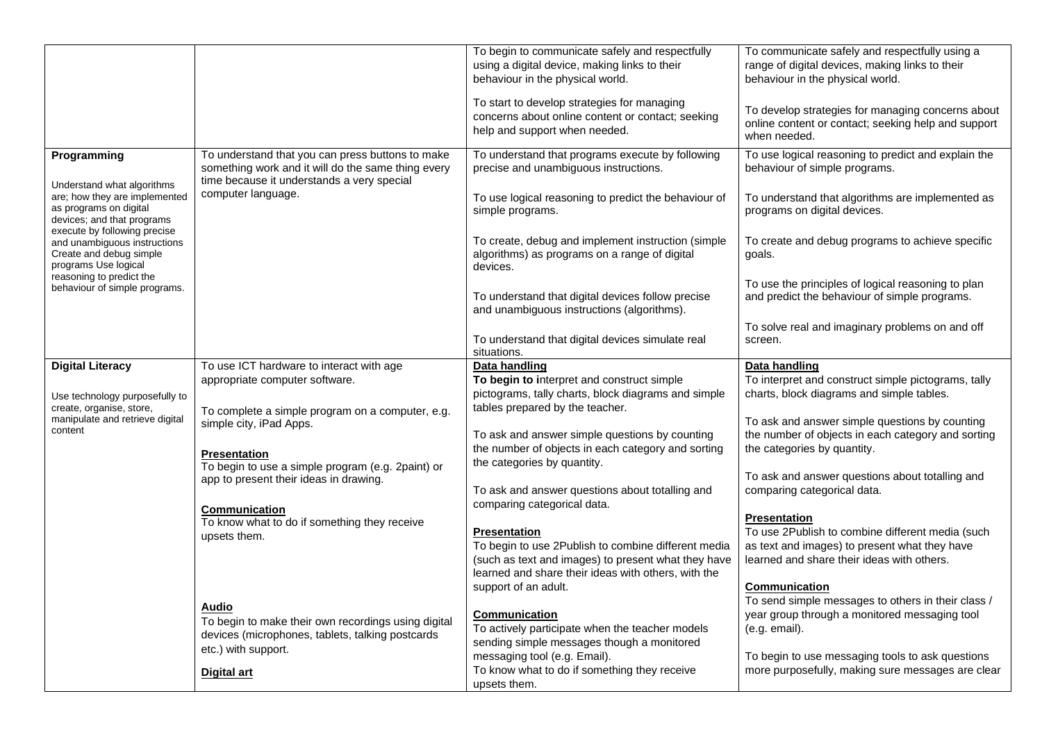| | | | |
|---|---|---|---|
| | | To begin to communicate safely and respectfully using a digital device, making links to their behaviour in the physical world.<br><br>To start to develop strategies for managing concerns about online content or contact; seeking help and support when needed. | To communicate safely and respectfully using a range of digital devices, making links to their behaviour in the physical world.<br><br>To develop strategies for managing concerns about online content or contact; seeking help and support when needed. |
| **Programming**<br><br>Understand what algorithms are; how they are implemented as programs on digital devices; and that programs execute by following precise and unambiguous instructions Create and debug simple programs Use logical reasoning to predict the behaviour of simple programs. | To understand that you can press buttons to make something work and it will do the same thing every time because it understands a very special computer language. | To understand that programs execute by following precise and unambiguous instructions.<br><br>To use logical reasoning to predict the behaviour of simple programs.<br><br>To create, debug and implement instruction (simple algorithms) as programs on a range of digital devices.<br><br>To understand that digital devices follow precise and unambiguous instructions (algorithms).<br><br>To understand that digital devices simulate real situations. | To use logical reasoning to predict and explain the behaviour of simple programs.<br><br>To understand that algorithms are implemented as programs on digital devices.<br><br>To create and debug programs to achieve specific goals.<br><br>To use the principles of logical reasoning to plan and predict the behaviour of simple programs.<br><br>To solve real and imaginary problems on and off screen. |
| **Digital Literacy**<br><br>Use technology purposefully to create, organise, store, manipulate and retrieve digital content | To use ICT hardware to interact with age appropriate computer software.<br><br>To complete a simple program on a computer, e.g. simple city, iPad Apps.<br><br>**Presentation**<br>To begin to use a simple program (e.g. 2paint) or app to present their ideas in drawing.<br><br>**Communication**<br>To know what to do if something they receive upsets them.<br><br>**Audio**<br>To begin to make their own recordings using digital devices (microphones, tablets, talking postcards etc.) with support.<br><br>**Digital art** | **Data handling**<br>**To begin to i**nterpret and construct simple pictograms, tally charts, block diagrams and simple tables prepared by the teacher.<br><br>To ask and answer simple questions by counting the number of objects in each category and sorting the categories by quantity.<br><br>To ask and answer questions about totalling and comparing categorical data.<br><br>**Presentation**<br>To begin to use 2Publish to combine different media (such as text and images) to present what they have learned and share their ideas with others, with the support of an adult.<br><br>**Communication**<br>To actively participate when the teacher models sending simple messages though a monitored messaging tool (e.g. Email).<br>To know what to do if something they receive upsets them. | **Data handling**<br>To interpret and construct simple pictograms, tally charts, block diagrams and simple tables.<br><br>To ask and answer simple questions by counting the number of objects in each category and sorting the categories by quantity.<br><br>To ask and answer questions about totalling and comparing categorical data.<br><br>**Presentation**<br>To use 2Publish to combine different media (such as text and images) to present what they have learned and share their ideas with others.<br><br>**Communication**<br>To send simple messages to others in their class / year group through a monitored messaging tool (e.g. email).<br><br>To begin to use messaging tools to ask questions more purposefully, making sure messages are clear |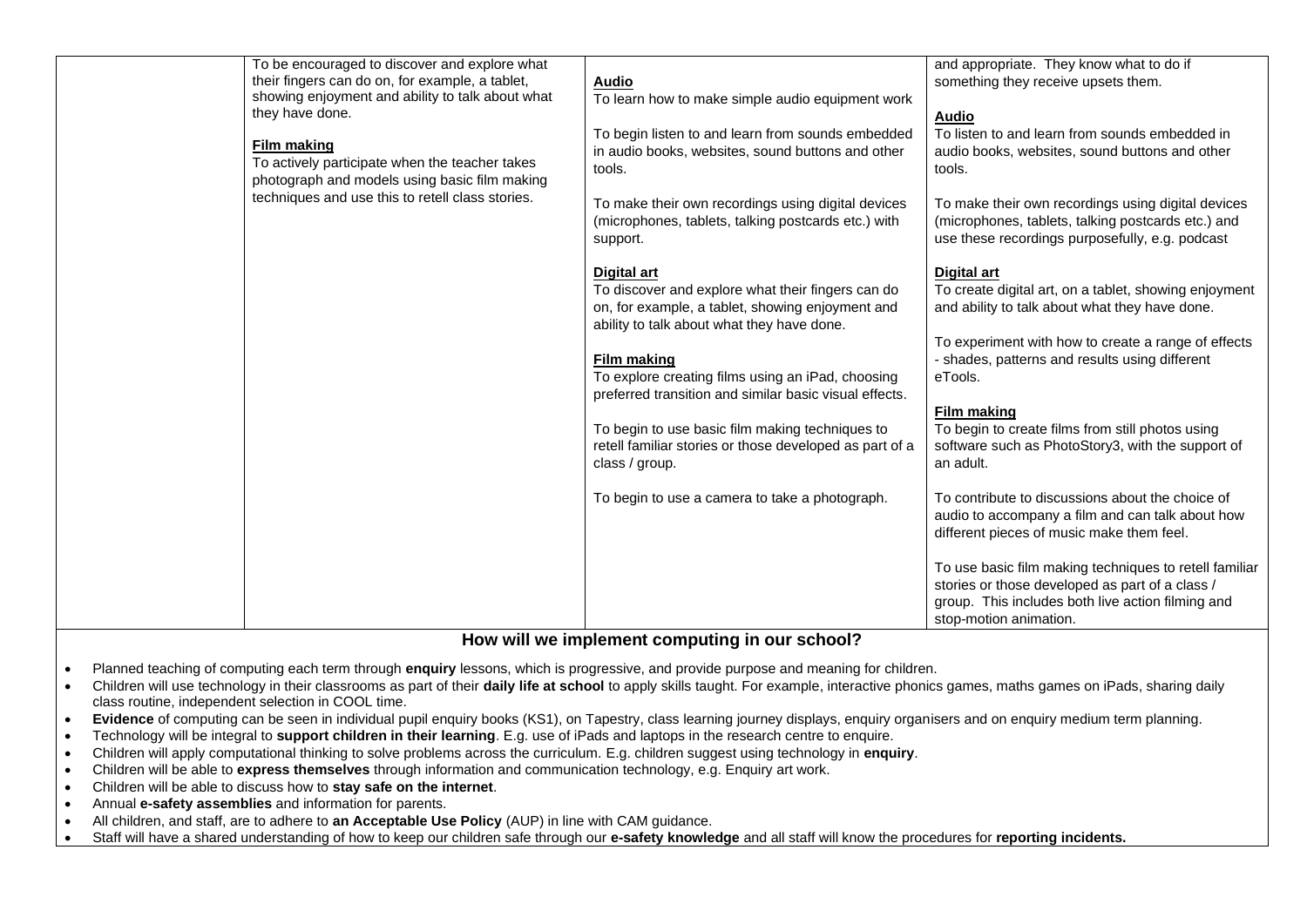| | | | |
|---|---|---|---|
| | To be encouraged to discover and explore what their fingers can do on, for example, a tablet, showing enjoyment and ability to talk about what they have done.<br><br>**Film making**<br>To actively participate when the teacher takes photograph and models using basic film making techniques and use this to retell class stories. | **Audio**<br>To learn how to make simple audio equipment work<br><br>To begin listen to and learn from sounds embedded in audio books, websites, sound buttons and other tools.<br><br>To make their own recordings using digital devices (microphones, tablets, talking postcards etc.) with support.<br><br>**Digital art**<br>To discover and explore what their fingers can do on, for example, a tablet, showing enjoyment and ability to talk about what they have done.<br><br>**Film making**<br>To explore creating films using an iPad, choosing preferred transition and similar basic visual effects.<br><br>To begin to use basic film making techniques to retell familiar stories or those developed as part of a class / group.<br><br>To begin to use a camera to take a photograph. | and appropriate. They know what to do if something they receive upsets them.<br><br>**Audio**<br>To listen to and learn from sounds embedded in audio books, websites, sound buttons and other tools.<br><br>To make their own recordings using digital devices (microphones, tablets, talking postcards etc.) and use these recordings purposefully, e.g. podcast<br><br>**Digital art**<br>To create digital art, on a tablet, showing enjoyment and ability to talk about what they have done.<br><br>To experiment with how to create a range of effects - shades, patterns and results using different eTools.<br><br>**Film making**<br>To begin to create films from still photos using software such as PhotoStory3, with the support of an adult.<br><br>To contribute to discussions about the choice of audio to accompany a film and can talk about how different pieces of music make them feel.<br><br>To use basic film making techniques to retell familiar stories or those developed as part of a class / group. This includes both live action filming and stop-motion animation. |

## How will we implement computing in our school?

- Planned teaching of computing each term through **enquiry** lessons, which is progressive, and provide purpose and meaning for children.
- Children will use technology in their classrooms as part of their **daily life at school** to apply skills taught. For example, interactive phonics games, maths games on iPads, sharing daily class routine, independent selection in COOL time.
- **Evidence** of computing can be seen in individual pupil enquiry books (KS1), on Tapestry, class learning journey displays, enquiry organisers and on enquiry medium term planning.
- Technology will be integral to **support children in their learning**. E.g. use of iPads and laptops in the research centre to enquire.
- Children will apply computational thinking to solve problems across the curriculum. E.g. children suggest using technology in **enquiry**.
- Children will be able to **express themselves** through information and communication technology, e.g. Enquiry art work.
- Children will be able to discuss how to **stay safe on the internet**.
- Annual **e-safety assemblies** and information for parents.
- All children, and staff, are to adhere to **an Acceptable Use Policy** (AUP) in line with CAM guidance.
- Staff will have a shared understanding of how to keep our children safe through our **e-safety knowledge** and all staff will know the procedures for **reporting incidents.**